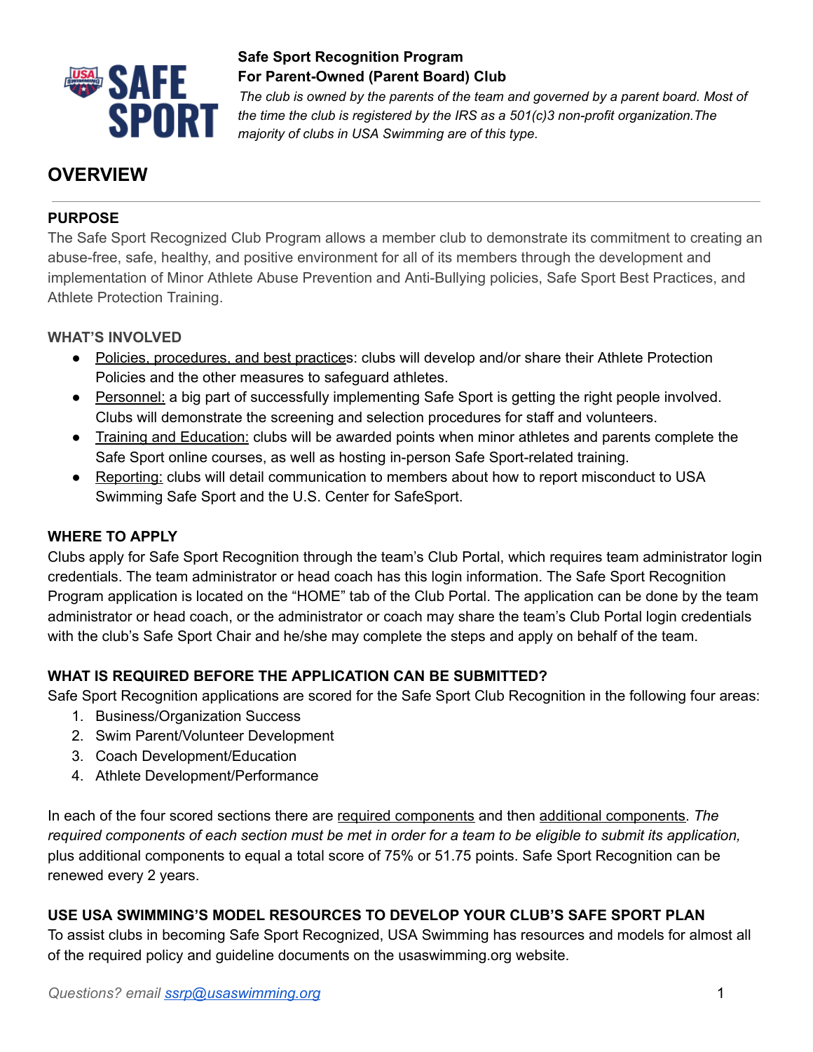**Safe Sport Recognition Program**
**For Parent-Owned (Parent Board) Club**

*The club is owned by the parents of the team and governed by a parent board. Most of the time the club is registered by the IRS as a 501(c)3 non-profit organization.The majority of clubs in USA Swimming are of this type.*

# OVERVIEW

## PURPOSE

The Safe Sport Recognized Club Program allows a member club to demonstrate its commitment to creating an abuse-free, safe, healthy, and positive environment for all of its members through the development and implementation of Minor Athlete Abuse Prevention and Anti-Bullying policies, Safe Sport Best Practices, and Athlete Protection Training.

## WHAT'S INVOLVED

- Policies, procedures, and best practices: clubs will develop and/or share their Athlete Protection Policies and the other measures to safeguard athletes.
- Personnel: a big part of successfully implementing Safe Sport is getting the right people involved. Clubs will demonstrate the screening and selection procedures for staff and volunteers.
- Training and Education: clubs will be awarded points when minor athletes and parents complete the Safe Sport online courses, as well as hosting in-person Safe Sport-related training.
- Reporting: clubs will detail communication to members about how to report misconduct to USA Swimming Safe Sport and the U.S. Center for SafeSport.

## WHERE TO APPLY

Clubs apply for Safe Sport Recognition through the team's Club Portal, which requires team administrator login credentials. The team administrator or head coach has this login information. The Safe Sport Recognition Program application is located on the "HOME" tab of the Club Portal. The application can be done by the team administrator or head coach, or the administrator or coach may share the team's Club Portal login credentials with the club's Safe Sport Chair and he/she may complete the steps and apply on behalf of the team.

## WHAT IS REQUIRED BEFORE THE APPLICATION CAN BE SUBMITTED?

Safe Sport Recognition applications are scored for the Safe Sport Club Recognition in the following four areas:

1. Business/Organization Success
2. Swim Parent/Volunteer Development
3. Coach Development/Education
4. Athlete Development/Performance

In each of the four scored sections there are required components and then additional components. *The required components of each section must be met in order for a team to be eligible to submit its application,* plus additional components to equal a total score of 75% or 51.75 points. Safe Sport Recognition can be renewed every 2 years.

## USE USA SWIMMING'S MODEL RESOURCES TO DEVELOP YOUR CLUB'S SAFE SPORT PLAN

To assist clubs in becoming Safe Sport Recognized, USA Swimming has resources and models for almost all of the required policy and guideline documents on the usaswimming.org website.

*Questions? email ssrp@usaswimming.org*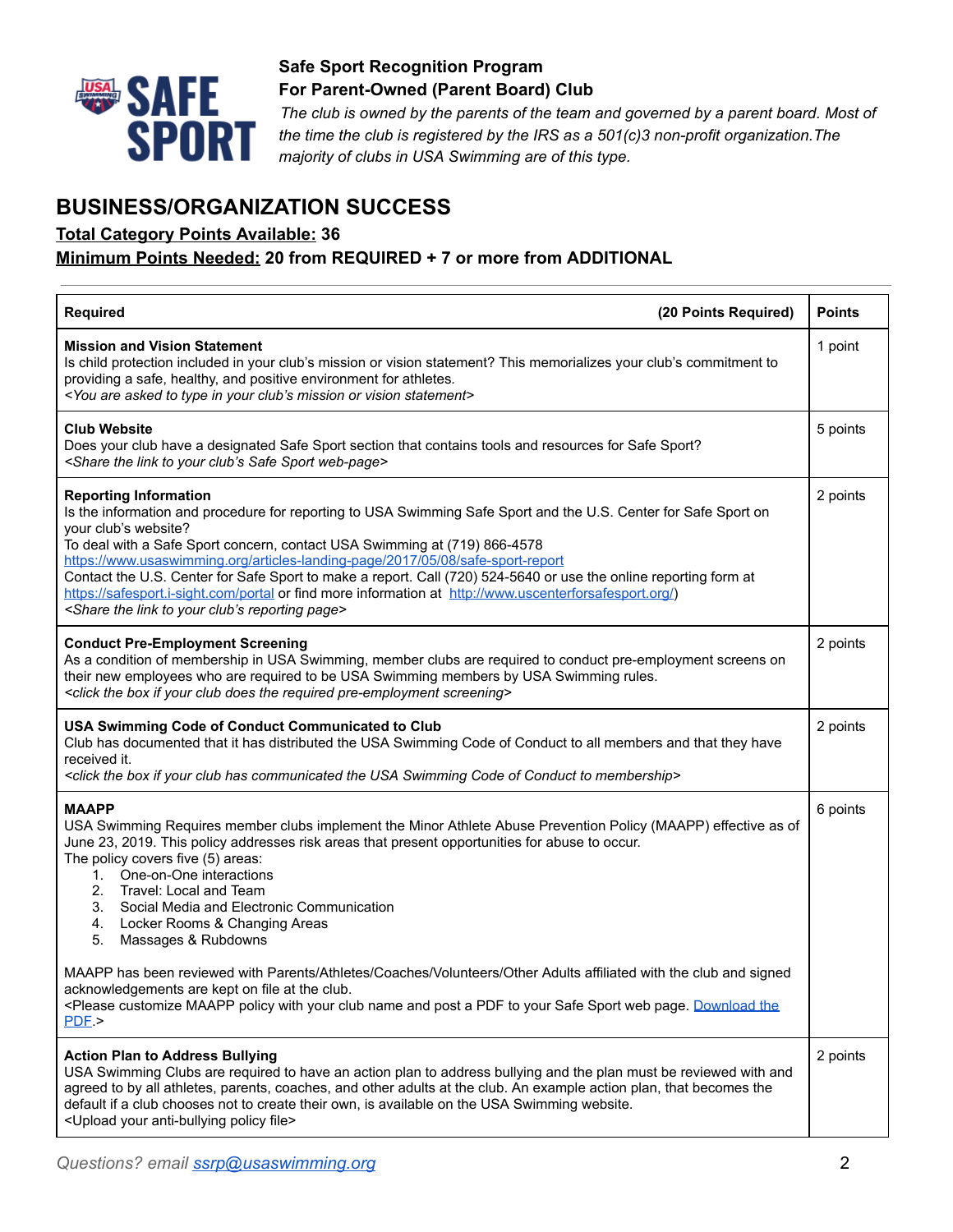**Safe Sport Recognition Program**
**For Parent-Owned (Parent Board) Club**

*The club is owned by the parents of the team and governed by a parent board. Most of the time the club is registered by the IRS as a 501(c)3 non-profit organization.The majority of clubs in USA Swimming are of this type.*

# BUSINESS/ORGANIZATION SUCCESS

**Total Category Points Available: 36**

**Minimum Points Needed: 20 from REQUIRED + 7 or more from ADDITIONAL**

| Required (20 Points Required) | Points |
|---|---|
| **Mission and Vision Statement**<br>Is child protection included in your club's mission or vision statement? This memorializes your club's commitment to providing a safe, healthy, and positive environment for athletes.<br>*<You are asked to type in your club's mission or vision statement>* | 1 point |
| **Club Website**<br>Does your club have a designated Safe Sport section that contains tools and resources for Safe Sport?<br>*<Share the link to your club's Safe Sport web-page>* | 5 points |
| **Reporting Information**<br>Is the information and procedure for reporting to USA Swimming Safe Sport and the U.S. Center for Safe Sport on your club's website?<br>To deal with a Safe Sport concern, contact USA Swimming at (719) 866-4578<br>https://www.usaswimming.org/articles-landing-page/2017/05/08/safe-sport-report<br>Contact the U.S. Center for Safe Sport to make a report. Call (720) 524-5640 or use the online reporting form at https://safesport.i-sight.com/portal or find more information at http://www.uscenterforsafesport.org/)<br>*<Share the link to your club's reporting page>* | 2 points |
| **Conduct Pre-Employment Screening**<br>As a condition of membership in USA Swimming, member clubs are required to conduct pre-employment screens on their new employees who are required to be USA Swimming members by USA Swimming rules.<br>*<click the box if your club does the required pre-employment screening>* | 2 points |
| **USA Swimming Code of Conduct Communicated to Club**<br>Club has documented that it has distributed the USA Swimming Code of Conduct to all members and that they have received it.<br>*<click the box if your club has communicated the USA Swimming Code of Conduct to membership>* | 2 points |
| **MAAPP**<br>USA Swimming Requires member clubs implement the Minor Athlete Abuse Prevention Policy (MAAPP) effective as of June 23, 2019. This policy addresses risk areas that present opportunities for abuse to occur.<br>The policy covers five (5) areas:<br>1. One-on-One interactions<br>2. Travel: Local and Team<br>3. Social Media and Electronic Communication<br>4. Locker Rooms & Changing Areas<br>5. Massages & Rubdowns<br><br>MAAPP has been reviewed with Parents/Athletes/Coaches/Volunteers/Other Adults affiliated with the club and signed acknowledgements are kept on file at the club.<br><Please customize MAAPP policy with your club name and post a PDF to your Safe Sport web page. Download the PDF.> | 6 points |
| **Action Plan to Address Bullying**<br>USA Swimming Clubs are required to have an action plan to address bullying and the plan must be reviewed with and agreed to by all athletes, parents, coaches, and other adults at the club. An example action plan, that becomes the default if a club chooses not to create their own, is available on the USA Swimming website.<br><Upload your anti-bullying policy file> | 2 points |

*Questions? email ssrp@usaswimming.org*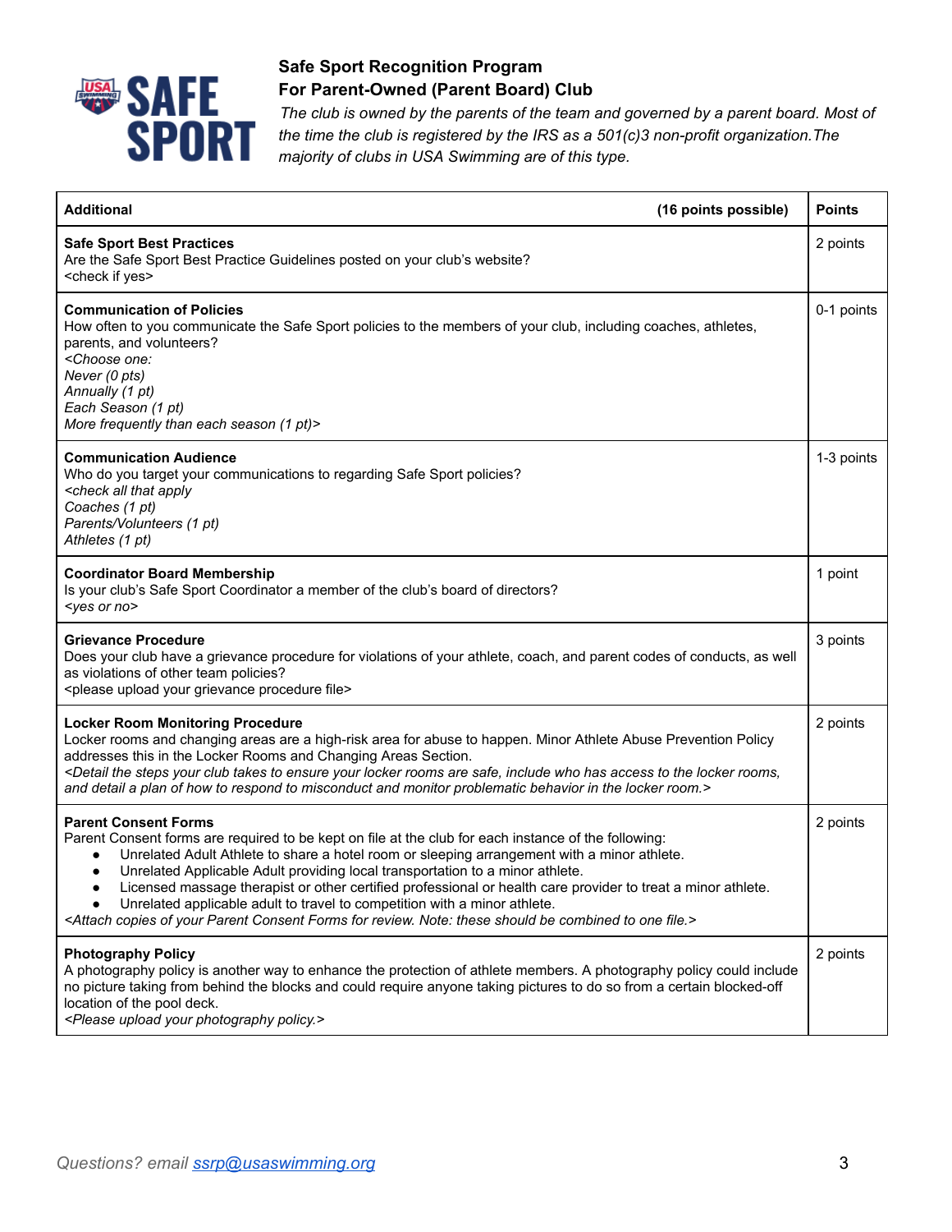**Safe Sport Recognition Program**
**For Parent-Owned (Parent Board) Club**

*The club is owned by the parents of the team and governed by a parent board. Most of the time the club is registered by the IRS as a 501(c)3 non-profit organization. The majority of clubs in USA Swimming are of this type.*

| **Additional** (16 points possible) | **Points** |
|---|---|
| **Safe Sport Best Practices**<br>Are the Safe Sport Best Practice Guidelines posted on your club's website?<br><check if yes> | 2 points |
| **Communication of Policies**<br>How often to you communicate the Safe Sport policies to the members of your club, including coaches, athletes, parents, and volunteers?<br>*<Choose one:*<br>*Never (0 pts)*<br>*Annually (1 pt)*<br>*Each Season (1 pt)*<br>*More frequently than each season (1 pt)>* | 0-1 points |
| **Communication Audience**<br>Who do you target your communications to regarding Safe Sport policies?<br>*<check all that apply*<br>*Coaches (1 pt)*<br>*Parents/Volunteers (1 pt)*<br>*Athletes (1 pt)* | 1-3 points |
| **Coordinator Board Membership**<br>Is your club's Safe Sport Coordinator a member of the club's board of directors?<br>*<yes or no>* | 1 point |
| **Grievance Procedure**<br>Does your club have a grievance procedure for violations of your athlete, coach, and parent codes of conducts, as well as violations of other team policies?<br><please upload your grievance procedure file> | 3 points |
| **Locker Room Monitoring Procedure**<br>Locker rooms and changing areas are a high-risk area for abuse to happen. Minor Athlete Abuse Prevention Policy addresses this in the Locker Rooms and Changing Areas Section.<br>*<Detail the steps your club takes to ensure your locker rooms are safe, include who has access to the locker rooms, and detail a plan of how to respond to misconduct and monitor problematic behavior in the locker room.>* | 2 points |
| **Parent Consent Forms**<br>Parent Consent forms are required to be kept on file at the club for each instance of the following:<br>• Unrelated Adult Athlete to share a hotel room or sleeping arrangement with a minor athlete.<br>• Unrelated Applicable Adult providing local transportation to a minor athlete.<br>• Licensed massage therapist or other certified professional or health care provider to treat a minor athlete.<br>• Unrelated applicable adult to travel to competition with a minor athlete.<br><Attach copies of your Parent Consent Forms for review. Note: these should be combined to one file.> | 2 points |
| **Photography Policy**<br>A photography policy is another way to enhance the protection of athlete members. A photography policy could include no picture taking from behind the blocks and could require anyone taking pictures to do so from a certain blocked-off location of the pool deck.<br>*<Please upload your photography policy.>* | 2 points |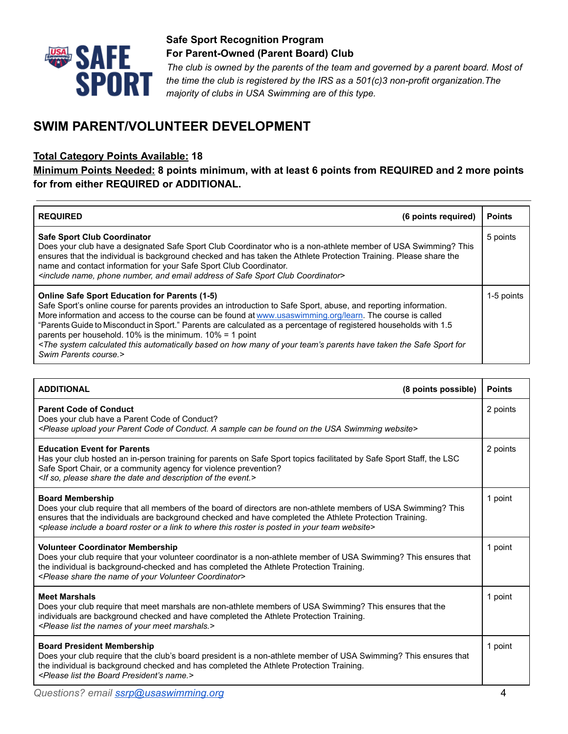**Safe Sport Recognition Program**
**For Parent-Owned (Parent Board) Club**

*The club is owned by the parents of the team and governed by a parent board. Most of the time the club is registered by the IRS as a 501(c)3 non-profit organization.The majority of clubs in USA Swimming are of this type.*

## SWIM PARENT/VOLUNTEER DEVELOPMENT

**Total Category Points Available: 18**
**Minimum Points Needed: 8 points minimum, with at least 6 points from REQUIRED and 2 more points for from either REQUIRED or ADDITIONAL.**

| **REQUIRED** (6 points required) | **Points** |
|---|---|
| **Safe Sport Club Coordinator**<br>Does your club have a designated Safe Sport Club Coordinator who is a non-athlete member of USA Swimming? This ensures that the individual is background checked and has taken the Athlete Protection Training. Please share the name and contact information for your Safe Sport Club Coordinator.<br>*<include name, phone number, and email address of Safe Sport Club Coordinator>* | 5 points |
| **Online Safe Sport Education for Parents (1-5)**<br>Safe Sport's online course for parents provides an introduction to Safe Sport, abuse, and reporting information. More information and access to the course can be found at www.usaswimming.org/learn. The course is called "Parents Guide to Misconduct in Sport." Parents are calculated as a percentage of registered households with 1.5 parents per household. 10% is the minimum. 10% = 1 point<br>*<The system calculated this automatically based on how many of your team's parents have taken the Safe Sport for Swim Parents course.>* | 1-5 points |

| **ADDITIONAL** (8 points possible) | **Points** |
|---|---|
| **Parent Code of Conduct**<br>Does your club have a Parent Code of Conduct?<br>*<Please upload your Parent Code of Conduct. A sample can be found on the USA Swimming website>* | 2 points |
| **Education Event for Parents**<br>Has your club hosted an in-person training for parents on Safe Sport topics facilitated by Safe Sport Staff, the LSC Safe Sport Chair, or a community agency for violence prevention?<br>*<If so, please share the date and description of the event.>* | 2 points |
| **Board Membership**<br>Does your club require that all members of the board of directors are non-athlete members of USA Swimming? This ensures that the individuals are background checked and have completed the Athlete Protection Training.<br>*<please include a board roster or a link to where this roster is posted in your team website>* | 1 point |
| **Volunteer Coordinator Membership**<br>Does your club require that your volunteer coordinator is a non-athlete member of USA Swimming? This ensures that the individual is background-checked and has completed the Athlete Protection Training.<br>*<Please share the name of your Volunteer Coordinator>* | 1 point |
| **Meet Marshals**<br>Does your club require that meet marshals are non-athlete members of USA Swimming? This ensures that the individuals are background checked and have completed the Athlete Protection Training.<br>*<Please list the names of your meet marshals.>* | 1 point |
| **Board President Membership**<br>Does your club require that the club's board president is a non-athlete member of USA Swimming? This ensures that the individual is background checked and has completed the Athlete Protection Training.<br>*<Please list the Board President's name.>* | 1 point |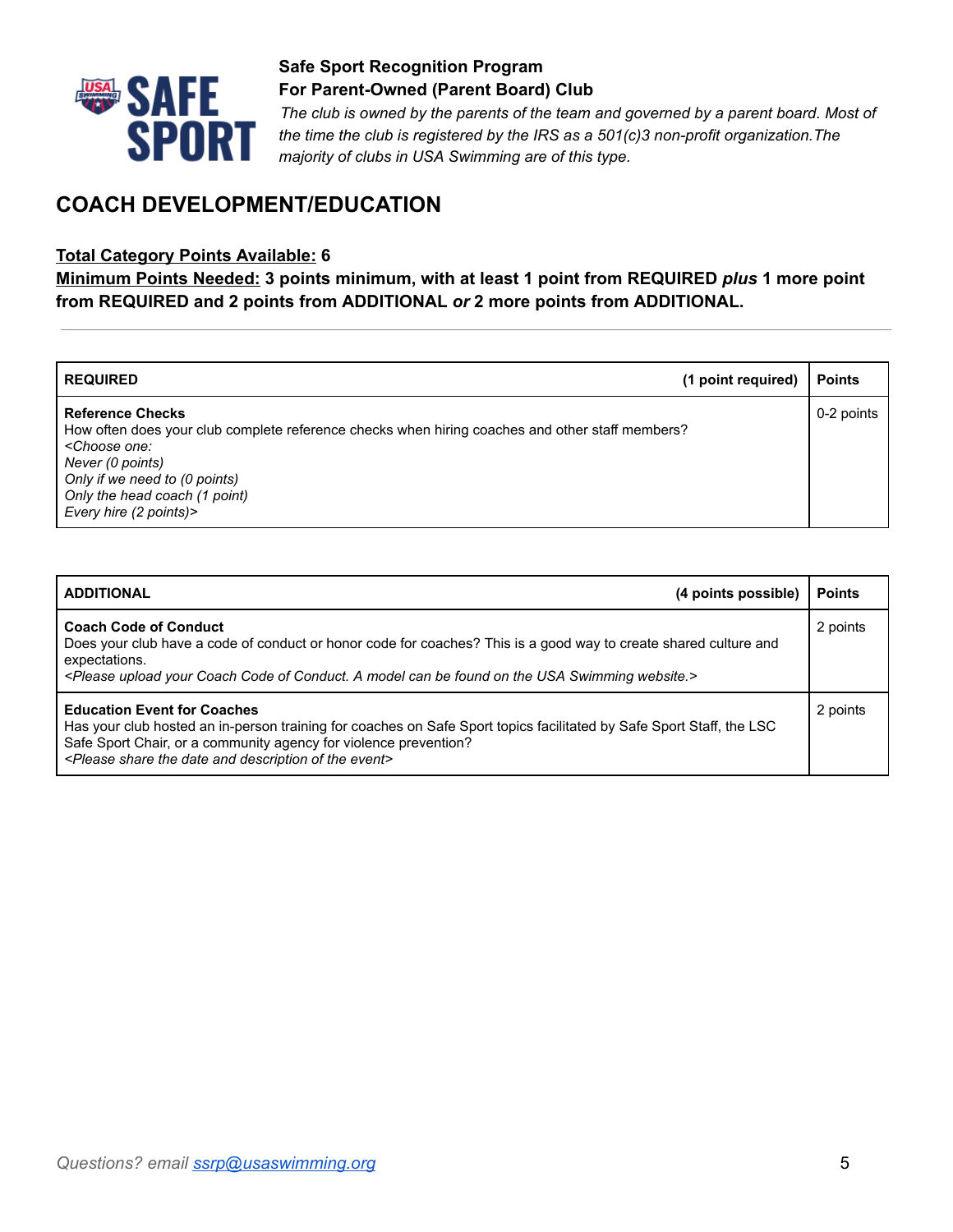**Safe Sport Recognition Program**
**For Parent-Owned (Parent Board) Club**

*The club is owned by the parents of the team and governed by a parent board. Most of the time the club is registered by the IRS as a 501(c)3 non-profit organization.The majority of clubs in USA Swimming are of this type.*

## COACH DEVELOPMENT/EDUCATION

**Total Category Points Available: 6**
**Minimum Points Needed: 3 points minimum, with at least 1 point from REQUIRED *plus* 1 more point from REQUIRED and 2 points from ADDITIONAL *or* 2 more points from ADDITIONAL.**

---

| **REQUIRED** **(1 point required)** | **Points** |
|---|---|
| **Reference Checks**<br>How often does your club complete reference checks when hiring coaches and other staff members?<br>*<Choose one:*<br>*Never (0 points)*<br>*Only if we need to (0 points)*<br>*Only the head coach (1 point)*<br>*Every hire (2 points)>* | 0-2 points |

| **ADDITIONAL** **(4 points possible)** | **Points** |
|---|---|
| **Coach Code of Conduct**<br>Does your club have a code of conduct or honor code for coaches? This is a good way to create shared culture and expectations.<br>*<Please upload your Coach Code of Conduct. A model can be found on the USA Swimming website.>* | 2 points |
| **Education Event for Coaches**<br>Has your club hosted an in-person training for coaches on Safe Sport topics facilitated by Safe Sport Staff, the LSC Safe Sport Chair, or a community agency for violence prevention?<br>*<Please share the date and description of the event>* | 2 points |

*Questions? email [ssrp@usaswimming.org](mailto:ssrp@usaswimming.org)*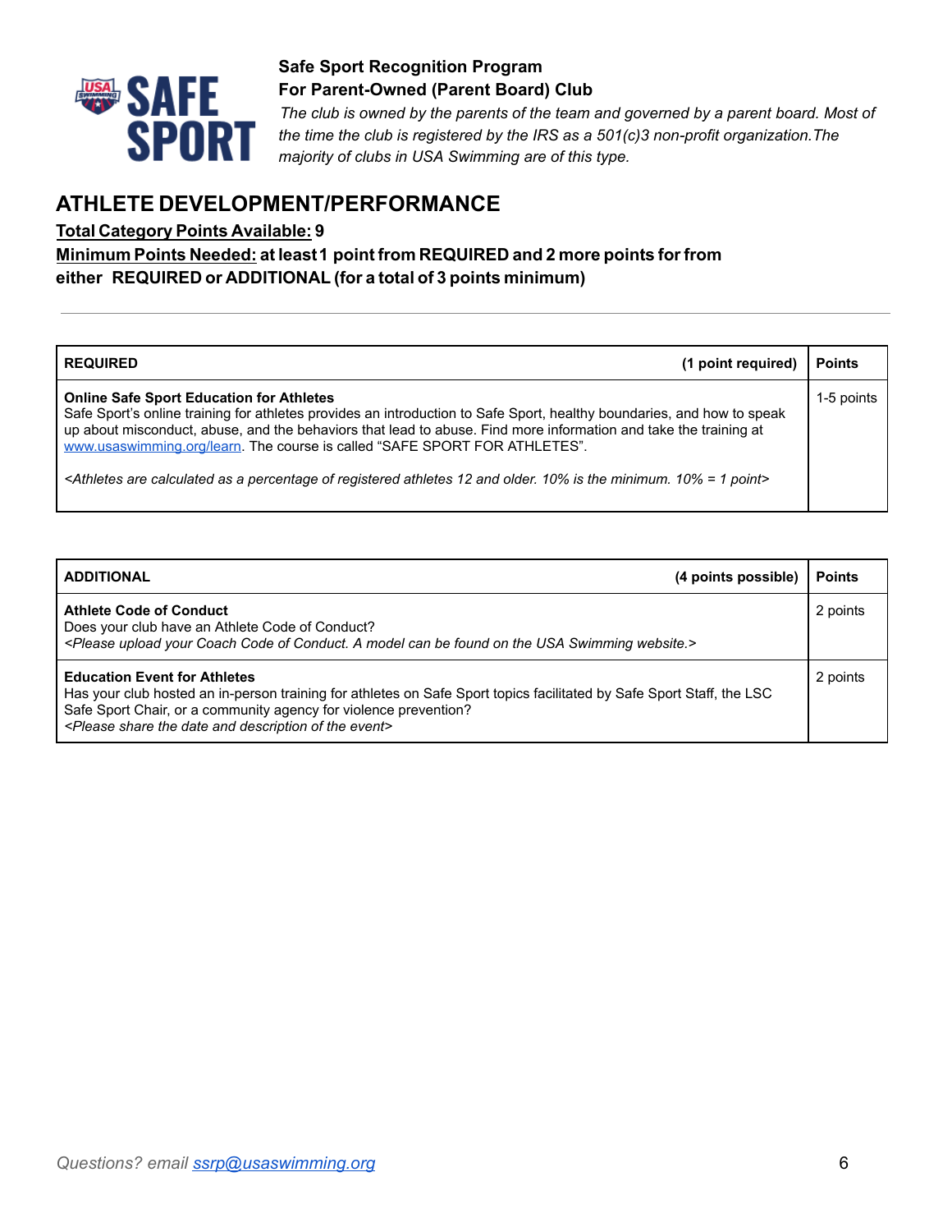**Safe Sport Recognition Program**
**For Parent-Owned (Parent Board) Club**
*The club is owned by the parents of the team and governed by a parent board. Most of the time the club is registered by the IRS as a 501(c)3 non-profit organization.The majority of clubs in USA Swimming are of this type.*

## ATHLETE DEVELOPMENT/PERFORMANCE

**Total Category Points Available: 9**
**Minimum Points Needed: at least 1 point from REQUIRED and 2 more points for from either REQUIRED or ADDITIONAL (for a total of 3 points minimum)**

---

| REQUIRED (1 point required) | Points |
|---|---|
| **Online Safe Sport Education for Athletes**<br>Safe Sport's online training for athletes provides an introduction to Safe Sport, healthy boundaries, and how to speak up about misconduct, abuse, and the behaviors that lead to abuse. Find more information and take the training at www.usaswimming.org/learn. The course is called "SAFE SPORT FOR ATHLETES".<br><br>*<Athletes are calculated as a percentage of registered athletes 12 and older. 10% is the minimum. 10% = 1 point>* | 1-5 points |

| ADDITIONAL (4 points possible) | Points |
|---|---|
| **Athlete Code of Conduct**<br>Does your club have an Athlete Code of Conduct?<br>*<Please upload your Coach Code of Conduct. A model can be found on the USA Swimming website.>* | 2 points |
| **Education Event for Athletes**<br>Has your club hosted an in-person training for athletes on Safe Sport topics facilitated by Safe Sport Staff, the LSC Safe Sport Chair, or a community agency for violence prevention?<br>*<Please share the date and description of the event>* | 2 points |

*Questions? email ssrp@usaswimming.org*